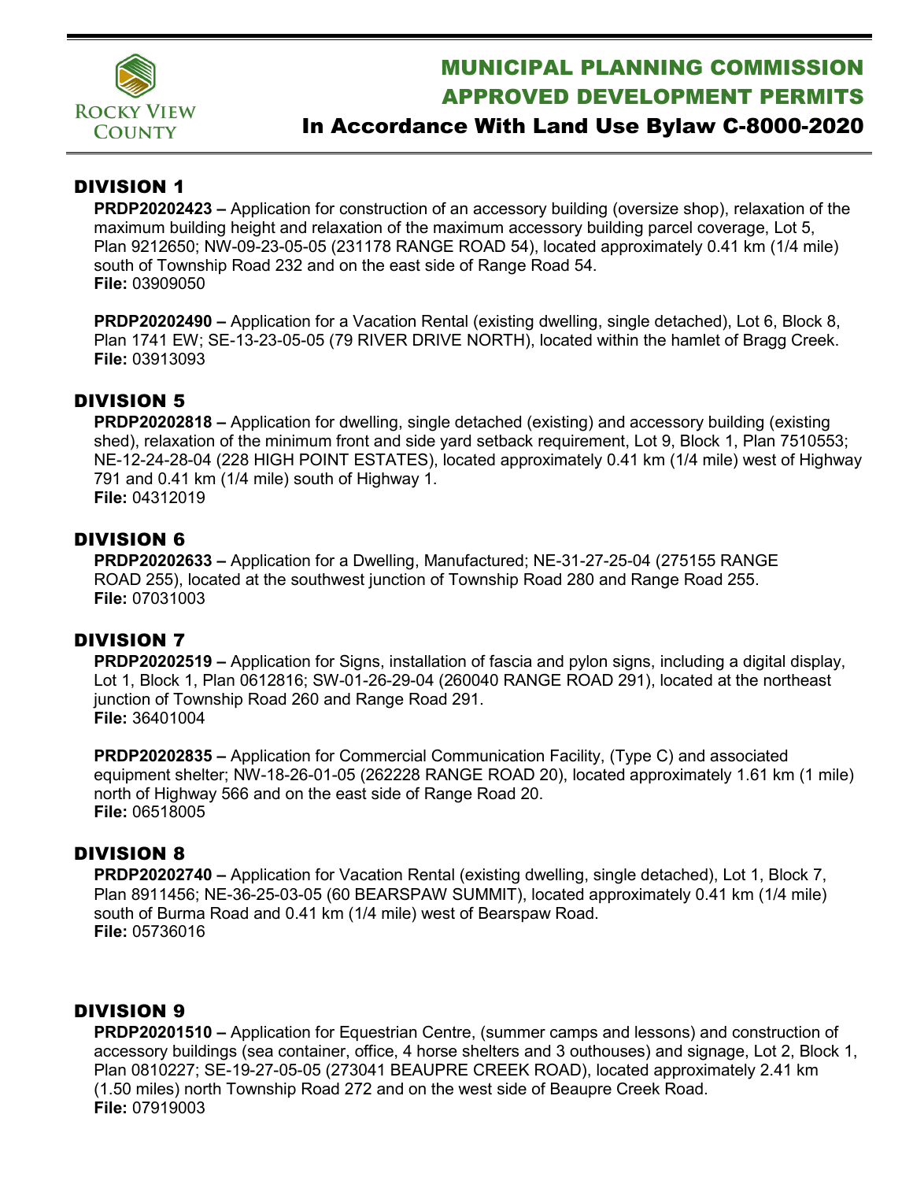ROCKY VIEW COUNTY

# MUNICIPAL PLANNING COMMISSION APPROVED DEVELOPMENT PERMITS

## In Accordance With Land Use Bylaw C-8000-2020

## DIVISION 1

**PRDP20202423 –** Application for construction of an accessory building (oversize shop), relaxation of the maximum building height and relaxation of the maximum accessory building parcel coverage, Lot 5, Plan 9212650; NW-09-23-05-05 (231178 RANGE ROAD 54), located approximately 0.41 km (1/4 mile) south of Township Road 232 and on the east side of Range Road 54.
**File:** 03909050

**PRDP20202490 –** Application for a Vacation Rental (existing dwelling, single detached), Lot 6, Block 8, Plan 1741 EW; SE-13-23-05-05 (79 RIVER DRIVE NORTH), located within the hamlet of Bragg Creek.
**File:** 03913093

## DIVISION 5

**PRDP20202818 –** Application for dwelling, single detached (existing) and accessory building (existing shed), relaxation of the minimum front and side yard setback requirement, Lot 9, Block 1, Plan 7510553; NE-12-24-28-04 (228 HIGH POINT ESTATES), located approximately 0.41 km (1/4 mile) west of Highway 791 and 0.41 km (1/4 mile) south of Highway 1.
**File:** 04312019

## DIVISION 6

**PRDP20202633 –** Application for a Dwelling, Manufactured; NE-31-27-25-04 (275155 RANGE ROAD 255), located at the southwest junction of Township Road 280 and Range Road 255.
**File:** 07031003

## DIVISION 7

**PRDP20202519 –** Application for Signs, installation of fascia and pylon signs, including a digital display, Lot 1, Block 1, Plan 0612816; SW-01-26-29-04 (260040 RANGE ROAD 291), located at the northeast junction of Township Road 260 and Range Road 291.
**File:** 36401004

**PRDP20202835 –** Application for Commercial Communication Facility, (Type C) and associated equipment shelter; NW-18-26-01-05 (262228 RANGE ROAD 20), located approximately 1.61 km (1 mile) north of Highway 566 and on the east side of Range Road 20.
**File:** 06518005

## DIVISION 8

**PRDP20202740 –** Application for Vacation Rental (existing dwelling, single detached), Lot 1, Block 7, Plan 8911456; NE-36-25-03-05 (60 BEARSPAW SUMMIT), located approximately 0.41 km (1/4 mile) south of Burma Road and 0.41 km (1/4 mile) west of Bearspaw Road.
**File:** 05736016

## DIVISION 9

**PRDP20201510 –** Application for Equestrian Centre, (summer camps and lessons) and construction of accessory buildings (sea container, office, 4 horse shelters and 3 outhouses) and signage, Lot 2, Block 1, Plan 0810227; SE-19-27-05-05 (273041 BEAUPRE CREEK ROAD), located approximately 2.41 km (1.50 miles) north Township Road 272 and on the west side of Beaupre Creek Road.
**File:** 07919003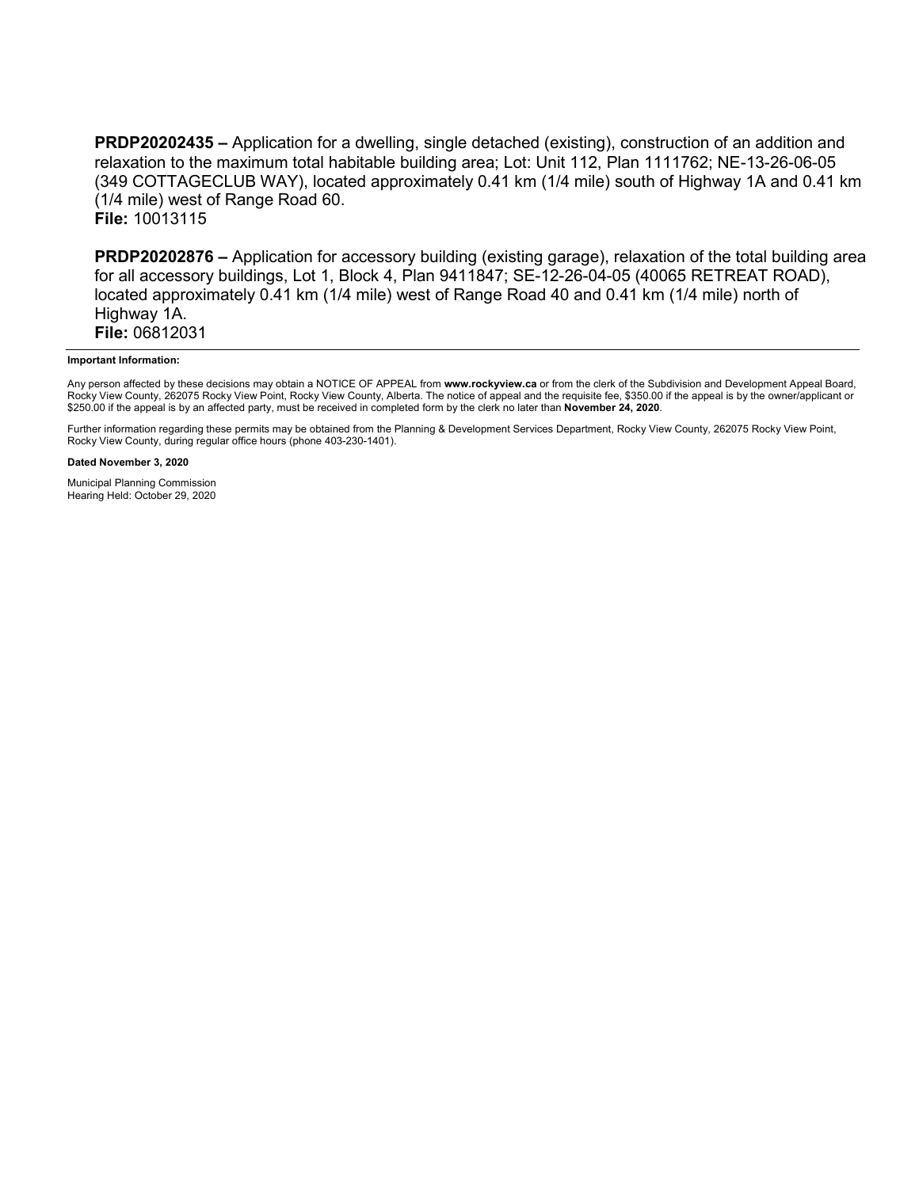**PRDP20202435 –** Application for a dwelling, single detached (existing), construction of an addition and relaxation to the maximum total habitable building area; Lot: Unit 112, Plan 1111762; NE-13-26-06-05 (349 COTTAGECLUB WAY), located approximately 0.41 km (1/4 mile) south of Highway 1A and 0.41 km (1/4 mile) west of Range Road 60.
**File:** 10013115

**PRDP20202876 –** Application for accessory building (existing garage), relaxation of the total building area for all accessory buildings, Lot 1, Block 4, Plan 9411847; SE-12-26-04-05 (40065 RETREAT ROAD), located approximately 0.41 km (1/4 mile) west of Range Road 40 and 0.41 km (1/4 mile) north of Highway 1A.
**File:** 06812031

---

**Important Information:**

Any person affected by these decisions may obtain a NOTICE OF APPEAL from **www.rockyview.ca** or from the clerk of the Subdivision and Development Appeal Board, Rocky View County, 262075 Rocky View Point, Rocky View County, Alberta. The notice of appeal and the requisite fee, $350.00 if the appeal is by the owner/applicant or $250.00 if the appeal is by an affected party, must be received in completed form by the clerk no later than **November 24, 2020**.

Further information regarding these permits may be obtained from the Planning & Development Services Department, Rocky View County, 262075 Rocky View Point, Rocky View County, during regular office hours (phone 403-230-1401).

**Dated November 3, 2020**

Municipal Planning Commission
Hearing Held: October 29, 2020